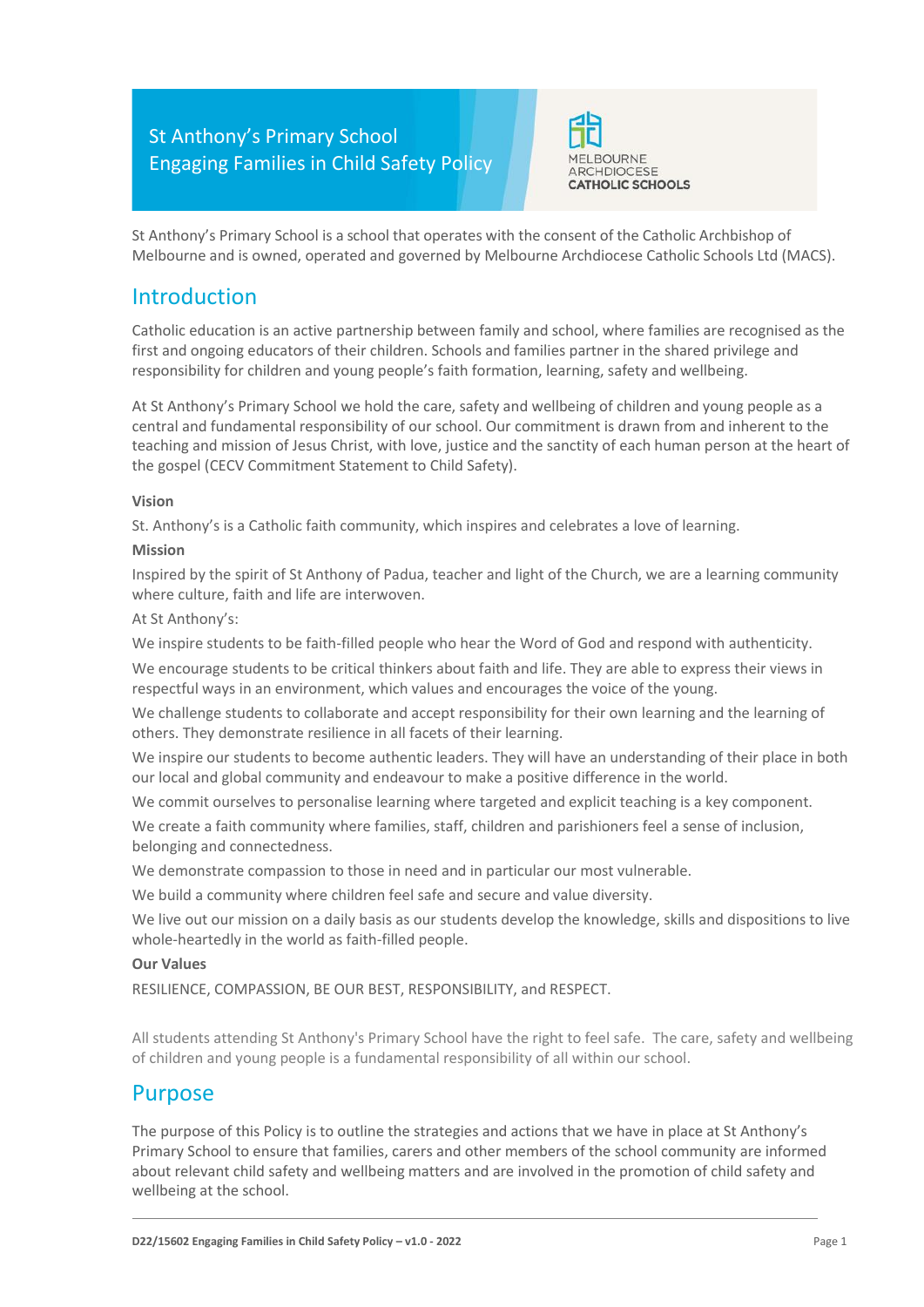# St Anthony's Primary School
# Engaging Families in Child Safety Policy

MELBOURNE ARCHDIOCESE CATHOLIC SCHOOLS

St Anthony's Primary School is a school that operates with the consent of the Catholic Archbishop of Melbourne and is owned, operated and governed by Melbourne Archdiocese Catholic Schools Ltd (MACS).

## Introduction

Catholic education is an active partnership between family and school, where families are recognised as the first and ongoing educators of their children. Schools and families partner in the shared privilege and responsibility for children and young people's faith formation, learning, safety and wellbeing.

At St Anthony's Primary School we hold the care, safety and wellbeing of children and young people as a central and fundamental responsibility of our school. Our commitment is drawn from and inherent to the teaching and mission of Jesus Christ, with love, justice and the sanctity of each human person at the heart of the gospel (CECV Commitment Statement to Child Safety).

**Vision**

St. Anthony's is a Catholic faith community, which inspires and celebrates a love of learning.

**Mission**

Inspired by the spirit of St Anthony of Padua, teacher and light of the Church, we are a learning community where culture, faith and life are interwoven.

At St Anthony's:

We inspire students to be faith-filled people who hear the Word of God and respond with authenticity.

We encourage students to be critical thinkers about faith and life. They are able to express their views in respectful ways in an environment, which values and encourages the voice of the young.

We challenge students to collaborate and accept responsibility for their own learning and the learning of others. They demonstrate resilience in all facets of their learning.

We inspire our students to become authentic leaders. They will have an understanding of their place in both our local and global community and endeavour to make a positive difference in the world.

We commit ourselves to personalise learning where targeted and explicit teaching is a key component.

We create a faith community where families, staff, children and parishioners feel a sense of inclusion, belonging and connectedness.

We demonstrate compassion to those in need and in particular our most vulnerable.

We build a community where children feel safe and secure and value diversity.

We live out our mission on a daily basis as our students develop the knowledge, skills and dispositions to live whole-heartedly in the world as faith-filled people.

**Our Values**

RESILIENCE, COMPASSION, BE OUR BEST, RESPONSIBILITY, and RESPECT.

All students attending St Anthony's Primary School have the right to feel safe. The care, safety and wellbeing of children and young people is a fundamental responsibility of all within our school.

## Purpose

The purpose of this Policy is to outline the strategies and actions that we have in place at St Anthony's Primary School to ensure that families, carers and other members of the school community are informed about relevant child safety and wellbeing matters and are involved in the promotion of child safety and wellbeing at the school.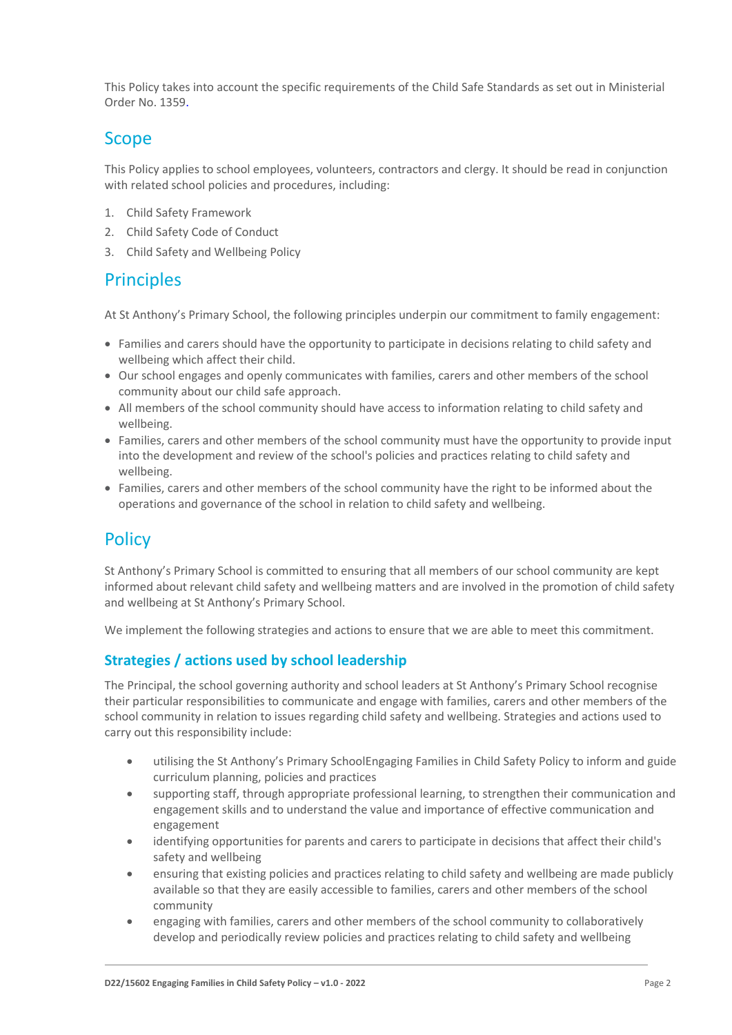This Policy takes into account the specific requirements of the Child Safe Standards as set out in Ministerial Order No. 1359.

## Scope

This Policy applies to school employees, volunteers, contractors and clergy. It should be read in conjunction with related school policies and procedures, including:

1. Child Safety Framework
2. Child Safety Code of Conduct
3. Child Safety and Wellbeing Policy

## Principles

At St Anthony's Primary School, the following principles underpin our commitment to family engagement:

- Families and carers should have the opportunity to participate in decisions relating to child safety and wellbeing which affect their child.
- Our school engages and openly communicates with families, carers and other members of the school community about our child safe approach.
- All members of the school community should have access to information relating to child safety and wellbeing.
- Families, carers and other members of the school community must have the opportunity to provide input into the development and review of the school's policies and practices relating to child safety and wellbeing.
- Families, carers and other members of the school community have the right to be informed about the operations and governance of the school in relation to child safety and wellbeing.

## Policy

St Anthony's Primary School is committed to ensuring that all members of our school community are kept informed about relevant child safety and wellbeing matters and are involved in the promotion of child safety and wellbeing at St Anthony's Primary School.

We implement the following strategies and actions to ensure that we are able to meet this commitment.

### Strategies / actions used by school leadership

The Principal, the school governing authority and school leaders at St Anthony's Primary School recognise their particular responsibilities to communicate and engage with families, carers and other members of the school community in relation to issues regarding child safety and wellbeing. Strategies and actions used to carry out this responsibility include:

- utilising the St Anthony's Primary SchoolEngaging Families in Child Safety Policy to inform and guide curriculum planning, policies and practices
- supporting staff, through appropriate professional learning, to strengthen their communication and engagement skills and to understand the value and importance of effective communication and engagement
- identifying opportunities for parents and carers to participate in decisions that affect their child's safety and wellbeing
- ensuring that existing policies and practices relating to child safety and wellbeing are made publicly available so that they are easily accessible to families, carers and other members of the school community
- engaging with families, carers and other members of the school community to collaboratively develop and periodically review policies and practices relating to child safety and wellbeing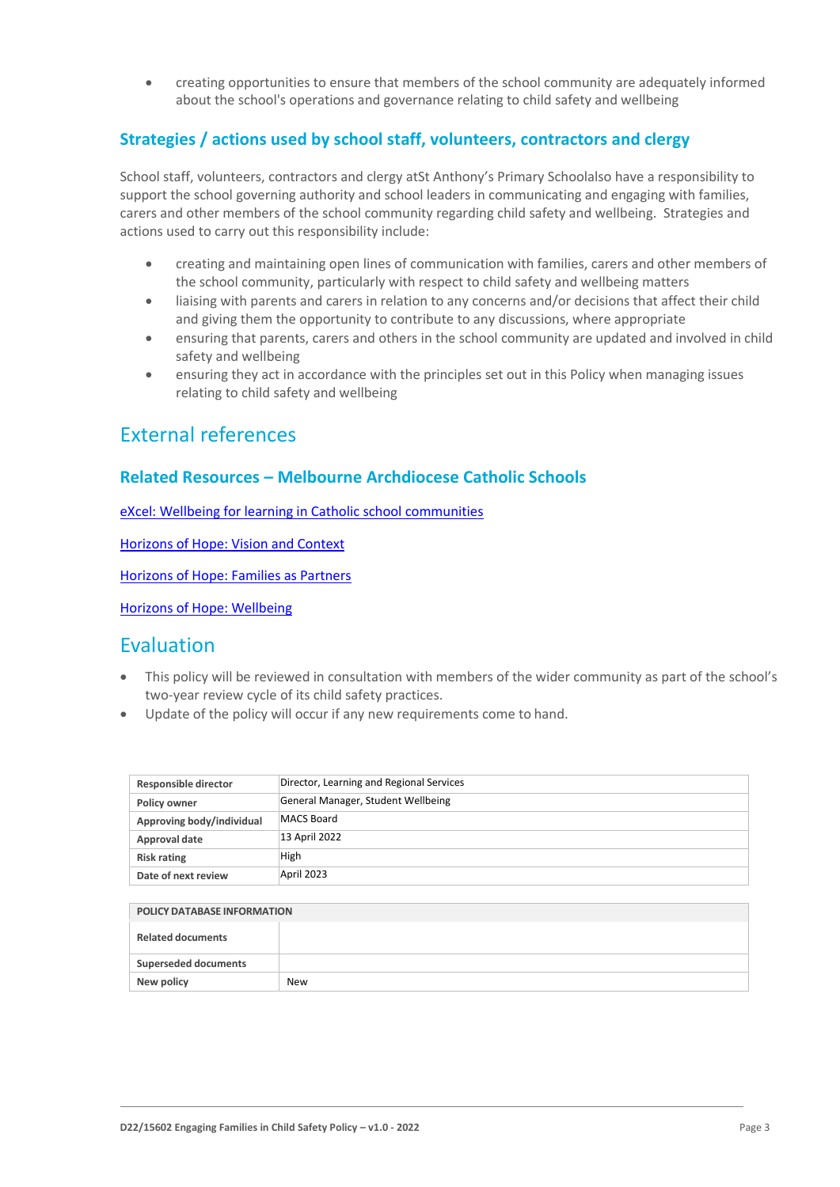- creating opportunities to ensure that members of the school community are adequately informed about the school's operations and governance relating to child safety and wellbeing

### Strategies / actions used by school staff, volunteers, contractors and clergy

School staff, volunteers, contractors and clergy atSt Anthony's Primary Schoolalso have a responsibility to support the school governing authority and school leaders in communicating and engaging with families, carers and other members of the school community regarding child safety and wellbeing. Strategies and actions used to carry out this responsibility include:

- creating and maintaining open lines of communication with families, carers and other members of the school community, particularly with respect to child safety and wellbeing matters
- liaising with parents and carers in relation to any concerns and/or decisions that affect their child and giving them the opportunity to contribute to any discussions, where appropriate
- ensuring that parents, carers and others in the school community are updated and involved in child safety and wellbeing
- ensuring they act in accordance with the principles set out in this Policy when managing issues relating to child safety and wellbeing

## External references

### Related Resources – Melbourne Archdiocese Catholic Schools

eXcel: Wellbeing for learning in Catholic school communities

Horizons of Hope: Vision and Context

Horizons of Hope: Families as Partners

Horizons of Hope: Wellbeing

## Evaluation

- This policy will be reviewed in consultation with members of the wider community as part of the school's two-year review cycle of its child safety practices.
- Update of the policy will occur if any new requirements come to hand.

| | |
|---|---|
| **Responsible director** | Director, Learning and Regional Services |
| **Policy owner** | General Manager, Student Wellbeing |
| **Approving body/individual** | MACS Board |
| **Approval date** | 13 April 2022 |
| **Risk rating** | High |
| **Date of next review** | April 2023 |

| **POLICY DATABASE INFORMATION** | |
|---|---|
| **Related documents** | |
| **Superseded documents** | |
| **New policy** | New |